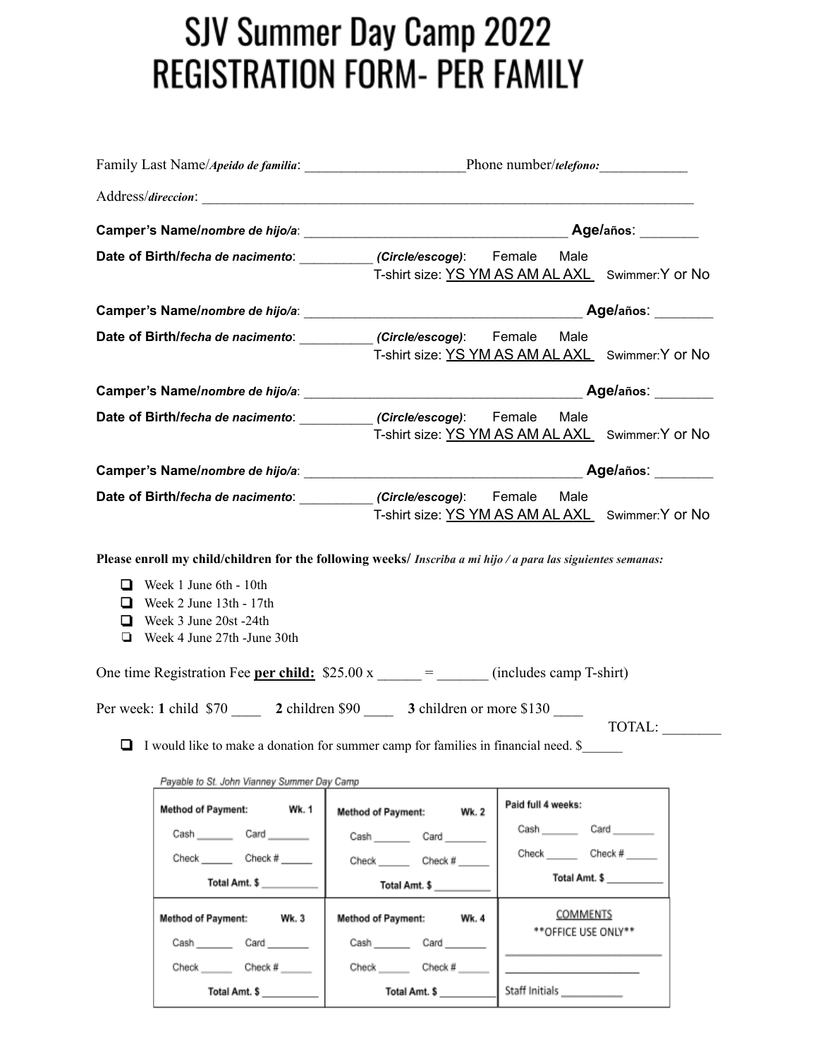# SJV Summer Day Camp 2022
# REGISTRATION FORM- PER FAMILY

Family Last Name/*Apeido de familia*: ______________________ Phone number/*telefono:* ____________

Address/*direccion*: ____________________________________________________________________

**Camper's Name/*nombre de hijo/a***: ____________________________________ **Age/años**: ________

**Date of Birth/*fecha de nacimento***: __________ ***(Circle/escoge)***: Female Male
T-shirt size: YS YM AS AM AL AXL Swimmer: Y or No

**Camper's Name/*nombre de hijo/a***: ____________________________________ **Age/años**: ________

**Date of Birth/*fecha de nacimento***: __________ ***(Circle/escoge)***: Female Male
T-shirt size: YS YM AS AM AL AXL Swimmer: Y or No

**Camper's Name/*nombre de hijo/a***: ____________________________________ **Age/años**: ________

**Date of Birth/*fecha de nacimento***: __________ ***(Circle/escoge)***: Female Male
T-shirt size: YS YM AS AM AL AXL Swimmer: Y or No

**Camper's Name/*nombre de hijo/a***: ____________________________________ **Age/años**: ________

**Date of Birth/*fecha de nacimento***: __________ ***(Circle/escoge)***: Female Male
T-shirt size: YS YM AS AM AL AXL Swimmer: Y or No

**Please enroll my child/children for the following weeks/** ***Inscriba a mi hijo / a para las siguientes semanas:***

- ☐ Week 1 June 6th - 10th
- ☐ Week 2 June 13th - 17th
- ☐ Week 3 June 20st -24th
- ☐ Week 4 June 27th -June 30th

One time Registration Fee **<u>per child:</u>** $25.00 x ______ = _______ (includes camp T-shirt)

Per week: **1** child $70 ____ **2** children $90 ____ **3** children or more $130 ____

TOTAL: ________

- ☐ I would like to make a donation for summer camp for families in financial need. $______

*Payable to St. John Vianney Summer Day Camp*

| | | |
|---|---|---|
| **Method of Payment: Wk. 1**<br>Cash _______ Card _______<br>Check ______ Check # ______<br>**Total Amt. $** __________ | **Method of Payment: Wk. 2**<br>Cash _______ Card _______<br>Check ______ Check # ______<br>**Total Amt. $** __________ | **Paid full 4 weeks:**<br>Cash _______ Card _______<br>Check ______ Check # ______<br>**Total Amt. $** __________ |
| **Method of Payment: Wk. 3**<br>Cash _______ Card _______<br>Check ______ Check # ______<br>**Total Amt. $** __________ | **Method of Payment: Wk. 4**<br>Cash _______ Card _______<br>Check ______ Check # ______<br>**Total Amt. $** __________ | <u>COMMENTS</u><br>\*\*OFFICE USE ONLY\*\*<br>____________________<br>____________________<br>Staff Initials __________ |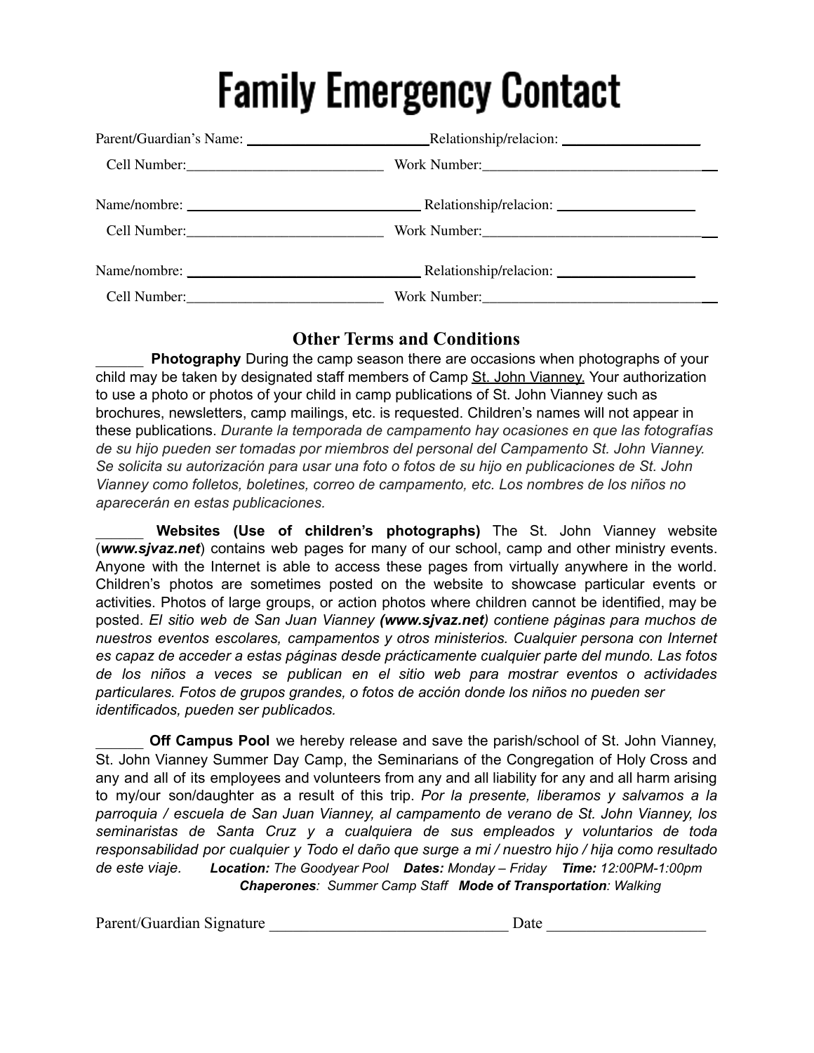# Family Emergency Contact

Parent/Guardian's Name: ________________________ Relationship/relacion: __________________

Cell Number:___________________________ Work Number:_________________________________

Name/nombre: ______________________________ Relationship/relacion: __________________

Cell Number:___________________________ Work Number:_________________________________

Name/nombre: ______________________________ Relationship/relacion: __________________

Cell Number:___________________________ Work Number:_________________________________

## Other Terms and Conditions

______ **Photography** During the camp season there are occasions when photographs of your child may be taken by designated staff members of Camp St. John Vianney. Your authorization to use a photo or photos of your child in camp publications of St. John Vianney such as brochures, newsletters, camp mailings, etc. is requested. Children's names will not appear in these publications. *Durante la temporada de campamento hay ocasiones en que las fotografías de su hijo pueden ser tomadas por miembros del personal del Campamento St. John Vianney. Se solicita su autorización para usar una foto o fotos de su hijo en publicaciones de St. John Vianney como folletos, boletines, correo de campamento, etc. Los nombres de los niños no aparecerán en estas publicaciones.*

______ **Websites (Use of children's photographs)** The St. John Vianney website (***www.sjvaz.net***) contains web pages for many of our school, camp and other ministry events. Anyone with the Internet is able to access these pages from virtually anywhere in the world. Children's photos are sometimes posted on the website to showcase particular events or activities. Photos of large groups, or action photos where children cannot be identified, may be posted. *El sitio web de San Juan Vianney **(www.sjvaz.net**) contiene páginas para muchos de nuestros eventos escolares, campamentos y otros ministerios. Cualquier persona con Internet es capaz de acceder a estas páginas desde prácticamente cualquier parte del mundo. Las fotos de los niños a veces se publican en el sitio web para mostrar eventos o actividades particulares. Fotos de grupos grandes, o fotos de acción donde los niños no pueden ser identificados, pueden ser publicados.*

______ **Off Campus Pool** we hereby release and save the parish/school of St. John Vianney, St. John Vianney Summer Day Camp, the Seminarians of the Congregation of Holy Cross and any and all of its employees and volunteers from any and all liability for any and all harm arising to my/our son/daughter as a result of this trip. *Por la presente, liberamos y salvamos a la parroquia / escuela de San Juan Vianney, al campamento de verano de St. John Vianney, los seminaristas de Santa Cruz y a cualquiera de sus empleados y voluntarios de toda responsabilidad por cualquier y Todo el daño que surge a mi / nuestro hijo / hija como resultado de este viaje.* ***Location:*** *The Goodyear Pool* ***Dates:*** *Monday – Friday* ***Time:*** *12:00PM-1:00pm* ***Chaperones****: Summer Camp Staff* ***Mode of Transportation****: Walking*

Parent/Guardian Signature ______________________________ Date ___________________